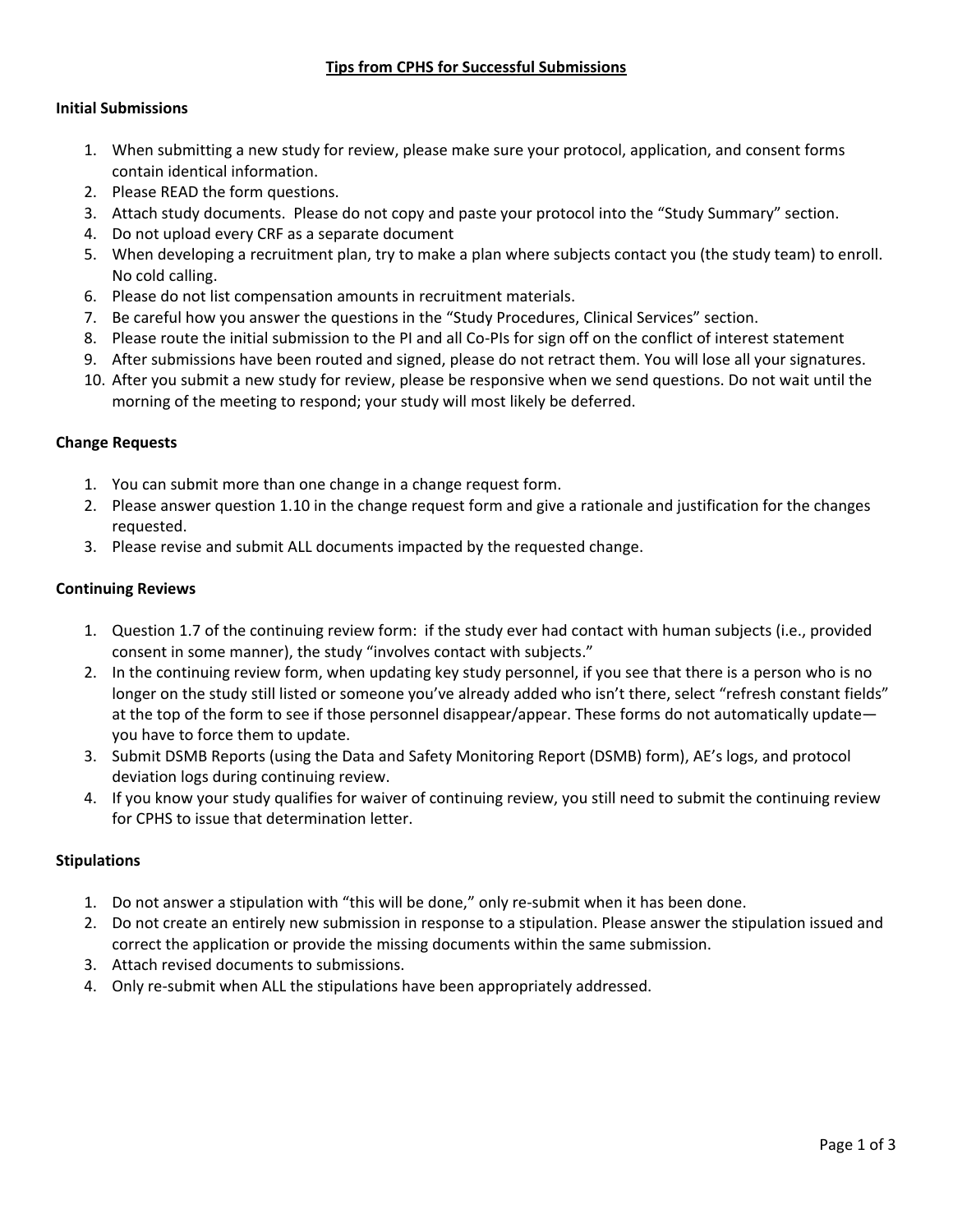# Tips from CPHS for Successful Submissions

## Initial Submissions

1. When submitting a new study for review, please make sure your protocol, application, and consent forms contain identical information.
2. Please READ the form questions.
3. Attach study documents. Please do not copy and paste your protocol into the "Study Summary" section.
4. Do not upload every CRF as a separate document
5. When developing a recruitment plan, try to make a plan where subjects contact you (the study team) to enroll. No cold calling.
6. Please do not list compensation amounts in recruitment materials.
7. Be careful how you answer the questions in the "Study Procedures, Clinical Services" section.
8. Please route the initial submission to the PI and all Co-PIs for sign off on the conflict of interest statement
9. After submissions have been routed and signed, please do not retract them. You will lose all your signatures.
10. After you submit a new study for review, please be responsive when we send questions. Do not wait until the morning of the meeting to respond; your study will most likely be deferred.

## Change Requests

1. You can submit more than one change in a change request form.
2. Please answer question 1.10 in the change request form and give a rationale and justification for the changes requested.
3. Please revise and submit ALL documents impacted by the requested change.

## Continuing Reviews

1. Question 1.7 of the continuing review form: if the study ever had contact with human subjects (i.e., provided consent in some manner), the study "involves contact with subjects."
2. In the continuing review form, when updating key study personnel, if you see that there is a person who is no longer on the study still listed or someone you've already added who isn't there, select "refresh constant fields" at the top of the form to see if those personnel disappear/appear. These forms do not automatically update—you have to force them to update.
3. Submit DSMB Reports (using the Data and Safety Monitoring Report (DSMB) form), AE's logs, and protocol deviation logs during continuing review.
4. If you know your study qualifies for waiver of continuing review, you still need to submit the continuing review for CPHS to issue that determination letter.

## Stipulations

1. Do not answer a stipulation with "this will be done," only re-submit when it has been done.
2. Do not create an entirely new submission in response to a stipulation. Please answer the stipulation issued and correct the application or provide the missing documents within the same submission.
3. Attach revised documents to submissions.
4. Only re-submit when ALL the stipulations have been appropriately addressed.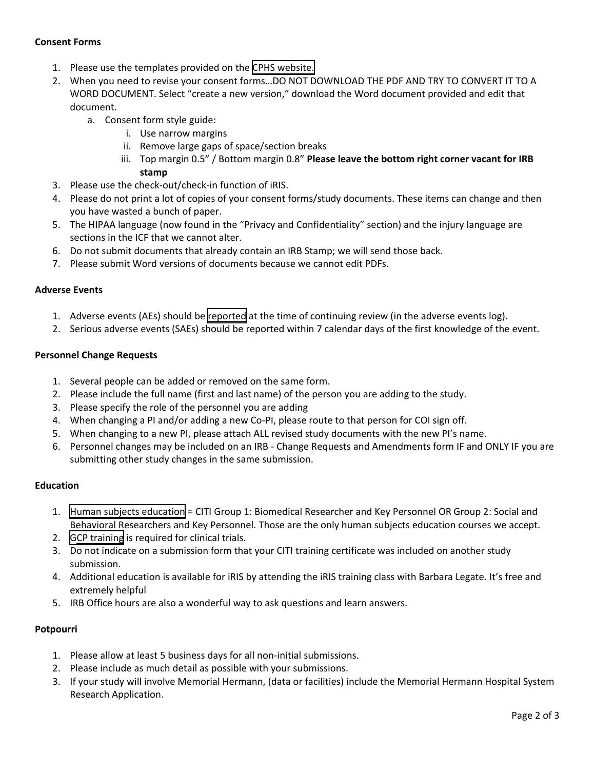**Consent Forms**

1. Please use the templates provided on the CPHS website.
2. When you need to revise your consent forms…DO NOT DOWNLOAD THE PDF AND TRY TO CONVERT IT TO A WORD DOCUMENT. Select "create a new version," download the Word document provided and edit that document.
    a. Consent form style guide:
        i. Use narrow margins
        ii. Remove large gaps of space/section breaks
        iii. Top margin 0.5" / Bottom margin 0.8" **Please leave the bottom right corner vacant for IRB stamp**
3. Please use the check-out/check-in function of iRIS.
4. Please do not print a lot of copies of your consent forms/study documents. These items can change and then you have wasted a bunch of paper.
5. The HIPAA language (now found in the "Privacy and Confidentiality" section) and the injury language are sections in the ICF that we cannot alter.
6. Do not submit documents that already contain an IRB Stamp; we will send those back.
7. Please submit Word versions of documents because we cannot edit PDFs.

**Adverse Events**

1. Adverse events (AEs) should be reported at the time of continuing review (in the adverse events log).
2. Serious adverse events (SAEs) should be reported within 7 calendar days of the first knowledge of the event.

**Personnel Change Requests**

1. Several people can be added or removed on the same form.
2. Please include the full name (first and last name) of the person you are adding to the study.
3. Please specify the role of the personnel you are adding
4. When changing a PI and/or adding a new Co-PI, please route to that person for COI sign off.
5. When changing to a new PI, please attach ALL revised study documents with the new PI's name.
6. Personnel changes may be included on an IRB - Change Requests and Amendments form IF and ONLY IF you are submitting other study changes in the same submission.

**Education**

1. Human subjects education = CITI Group 1: Biomedical Researcher and Key Personnel OR Group 2: Social and Behavioral Researchers and Key Personnel. Those are the only human subjects education courses we accept.
2. GCP training is required for clinical trials.
3. Do not indicate on a submission form that your CITI training certificate was included on another study submission.
4. Additional education is available for iRIS by attending the iRIS training class with Barbara Legate. It's free and extremely helpful
5. IRB Office hours are also a wonderful way to ask questions and learn answers.

**Potpourri**

1. Please allow at least 5 business days for all non-initial submissions.
2. Please include as much detail as possible with your submissions.
3. If your study will involve Memorial Hermann, (data or facilities) include the Memorial Hermann Hospital System Research Application.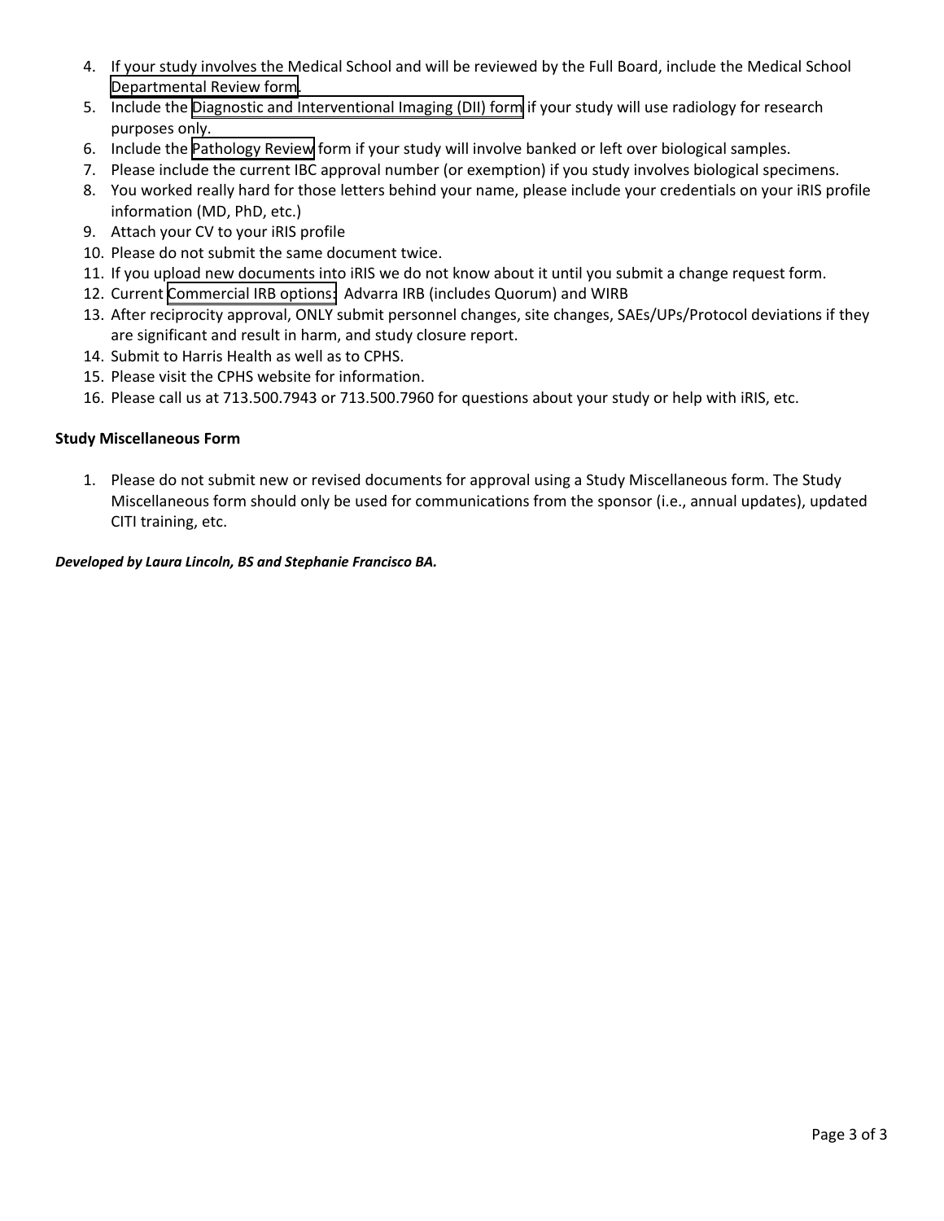4. If your study involves the Medical School and will be reviewed by the Full Board, include the Medical School Departmental Review form.
5. Include the Diagnostic and Interventional Imaging (DII) form if your study will use radiology for research purposes only.
6. Include the Pathology Review form if your study will involve banked or left over biological samples.
7. Please include the current IBC approval number (or exemption) if you study involves biological specimens.
8. You worked really hard for those letters behind your name, please include your credentials on your iRIS profile information (MD, PhD, etc.)
9. Attach your CV to your iRIS profile
10. Please do not submit the same document twice.
11. If you upload new documents into iRIS we do not know about it until you submit a change request form.
12. Current Commercial IRB options: Advarra IRB (includes Quorum) and WIRB
13. After reciprocity approval, ONLY submit personnel changes, site changes, SAEs/UPs/Protocol deviations if they are significant and result in harm, and study closure report.
14. Submit to Harris Health as well as to CPHS.
15. Please visit the CPHS website for information.
16. Please call us at 713.500.7943 or 713.500.7960 for questions about your study or help with iRIS, etc.

**Study Miscellaneous Form**

1. Please do not submit new or revised documents for approval using a Study Miscellaneous form. The Study Miscellaneous form should only be used for communications from the sponsor (i.e., annual updates), updated CITI training, etc.

***Developed by Laura Lincoln, BS and Stephanie Francisco BA.***